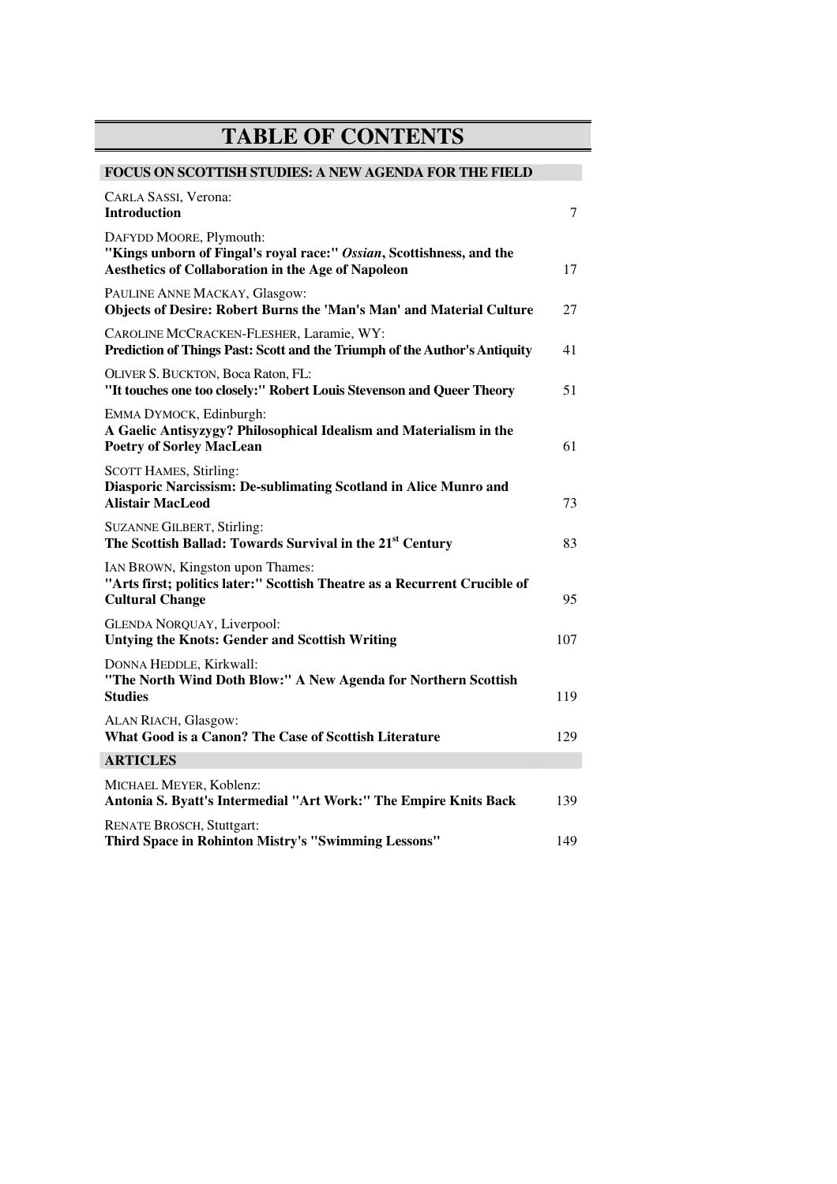# TABLE OF CONTENTS

## FOCUS ON SCOTTISH STUDIES: A NEW AGENDA FOR THE FIELD

CARLA SASSI, Verona:
**Introduction** 7

DAFYDD MOORE, Plymouth:
**"Kings unborn of Fingal's royal race:"** ***Ossian*****, Scottishness, and the Aesthetics of Collaboration in the Age of Napoleon** 17

PAULINE ANNE MACKAY, Glasgow:
**Objects of Desire: Robert Burns the 'Man's Man' and Material Culture** 27

CAROLINE MCCRACKEN-FLESHER, Laramie, WY:
**Prediction of Things Past: Scott and the Triumph of the Author's Antiquity** 41

OLIVER S. BUCKTON, Boca Raton, FL:
**"It touches one too closely:" Robert Louis Stevenson and Queer Theory** 51

EMMA DYMOCK, Edinburgh:
**A Gaelic Antisyzygy? Philosophical Idealism and Materialism in the Poetry of Sorley MacLean** 61

SCOTT HAMES, Stirling:
**Diasporic Narcissism: De-sublimating Scotland in Alice Munro and Alistair MacLeod** 73

SUZANNE GILBERT, Stirling:
**The Scottish Ballad: Towards Survival in the 21st Century** 83

IAN BROWN, Kingston upon Thames:
**"Arts first; politics later:" Scottish Theatre as a Recurrent Crucible of Cultural Change** 95

GLENDA NORQUAY, Liverpool:
**Untying the Knots: Gender and Scottish Writing** 107

DONNA HEDDLE, Kirkwall:
**"The North Wind Doth Blow:" A New Agenda for Northern Scottish Studies** 119

ALAN RIACH, Glasgow:
**What Good is a Canon? The Case of Scottish Literature** 129

## ARTICLES

MICHAEL MEYER, Koblenz:
**Antonia S. Byatt's Intermedial "Art Work:" The Empire Knits Back** 139

RENATE BROSCH, Stuttgart:
**Third Space in Rohinton Mistry's "Swimming Lessons"** 149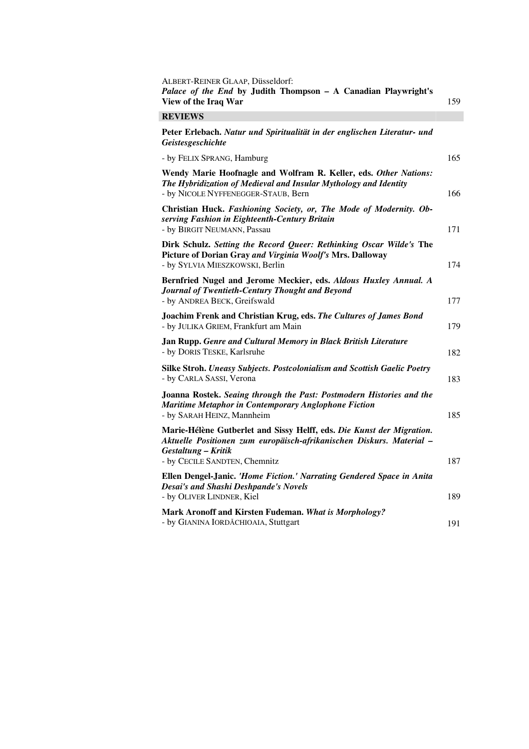ALBERT-REINER GLAAP, Düsseldorf:
***Palace of the End* by Judith Thompson – A Canadian Playwright's View of the Iraq War** 159

## REVIEWS

**Peter Erlebach.** ***Natur und Spiritualität in der englischen Literatur- und Geistesgeschichte***
- by FELIX SPRANG, Hamburg 165

**Wendy Marie Hoofnagle and Wolfram R. Keller, eds.** ***Other Nations: The Hybridization of Medieval and Insular Mythology and Identity***
- by NICOLE NYFFENEGGER-STAUB, Bern 166

**Christian Huck.** ***Fashioning Society, or, The Mode of Modernity. Observing Fashion in Eighteenth-Century Britain***
- by BIRGIT NEUMANN, Passau 171

**Dirk Schulz.** ***Setting the Record Queer: Rethinking Oscar Wilde's* The Picture of Dorian Gray *and Virginia Woolf's* Mrs. Dalloway**
- by SYLVIA MIESZKOWSKI, Berlin 174

**Bernfried Nugel and Jerome Meckier, eds.** ***Aldous Huxley Annual. A Journal of Twentieth-Century Thought and Beyond***
- by ANDREA BECK, Greifswald 177

**Joachim Frenk and Christian Krug, eds.** ***The Cultures of James Bond***
- by JULIKA GRIEM, Frankfurt am Main 179

**Jan Rupp.** ***Genre and Cultural Memory in Black British Literature***
- by DORIS TESKE, Karlsruhe 182

**Silke Stroh.** ***Uneasy Subjects. Postcolonialism and Scottish Gaelic Poetry***
- by CARLA SASSI, Verona 183

**Joanna Rostek.** ***Seaing through the Past: Postmodern Histories and the Maritime Metaphor in Contemporary Anglophone Fiction***
- by SARAH HEINZ, Mannheim 185

**Marie-Hélène Gutberlet and Sissy Helff, eds.** ***Die Kunst der Migration. Aktuelle Positionen zum europäisch-afrikanischen Diskurs. Material – Gestaltung – Kritik***
- by CECILE SANDTEN, Chemnitz 187

**Ellen Dengel-Janic.** ***'Home Fiction.' Narrating Gendered Space in Anita Desai's and Shashi Deshpande's Novels***
- by OLIVER LINDNER, Kiel 189

**Mark Aronoff and Kirsten Fudeman.** ***What is Morphology?***
- by GIANINA IORDĂCHIOAIA, Stuttgart 191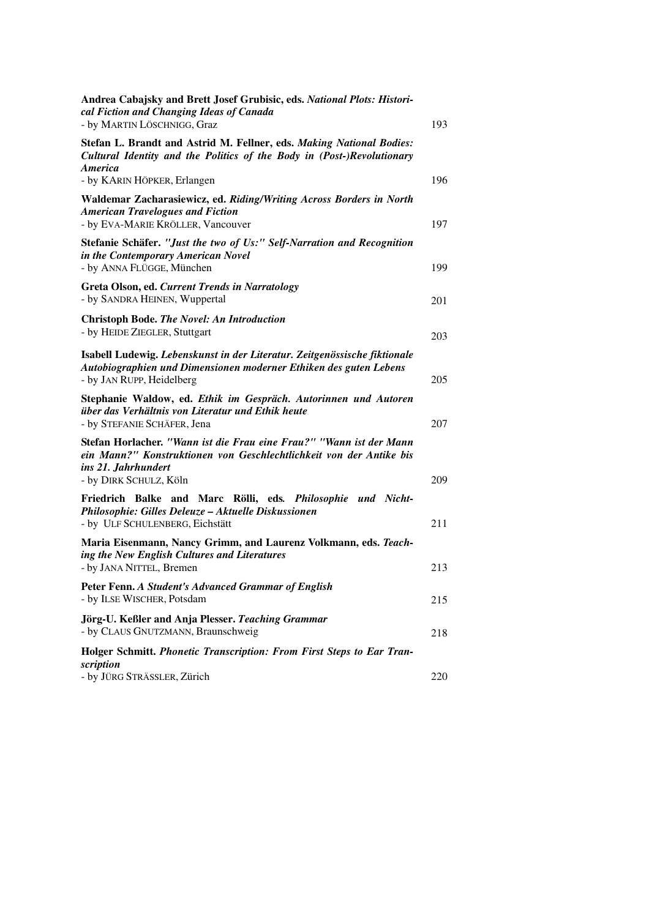**Andrea Cabajsky and Brett Josef Grubisic, eds.** ***National Plots: Historical Fiction and Changing Ideas of Canada***
- by MARTIN LÖSCHNIGG, Graz 193

**Stefan L. Brandt and Astrid M. Fellner, eds.** ***Making National Bodies: Cultural Identity and the Politics of the Body in (Post-)Revolutionary America***
- by KARIN HÖPKER, Erlangen 196

**Waldemar Zacharasiewicz, ed.** ***Riding/Writing Across Borders in North American Travelogues and Fiction***
- by EVA-MARIE KRÖLLER, Vancouver 197

**Stefanie Schäfer.** ***"Just the two of Us:" Self-Narration and Recognition in the Contemporary American Novel***
- by ANNA FLÜGGE, München 199

**Greta Olson, ed.** ***Current Trends in Narratology***
- by SANDRA HEINEN, Wuppertal 201

**Christoph Bode.** ***The Novel: An Introduction***
- by HEIDE ZIEGLER, Stuttgart 203

**Isabell Ludewig.** ***Lebenskunst in der Literatur. Zeitgenössische fiktionale Autobiographien und Dimensionen moderner Ethiken des guten Lebens***
- by JAN RUPP, Heidelberg 205

**Stephanie Waldow, ed.** ***Ethik im Gespräch. Autorinnen und Autoren über das Verhältnis von Literatur und Ethik heute***
- by STEFANIE SCHÄFER, Jena 207

**Stefan Horlacher.** ***"Wann ist die Frau eine Frau?" "Wann ist der Mann ein Mann?" Konstruktionen von Geschlechtlichkeit von der Antike bis ins 21. Jahrhundert***
- by DIRK SCHULZ, Köln 209

**Friedrich Balke and Marc Rölli, eds.** ***Philosophie und Nicht-Philosophie: Gilles Deleuze – Aktuelle Diskussionen***
- by ULF SCHULENBERG, Eichstätt 211

**Maria Eisenmann, Nancy Grimm, and Laurenz Volkmann, eds.** ***Teaching the New English Cultures and Literatures***
- by JANA NITTEL, Bremen 213

**Peter Fenn.** ***A Student's Advanced Grammar of English***
- by ILSE WISCHER, Potsdam 215

**Jörg-U. Keßler and Anja Plesser.** ***Teaching Grammar***
- by CLAUS GNUTZMANN, Braunschweig 218

**Holger Schmitt.** ***Phonetic Transcription: From First Steps to Ear Transcription***
- by JÜRG STRÄSSLER, Zürich 220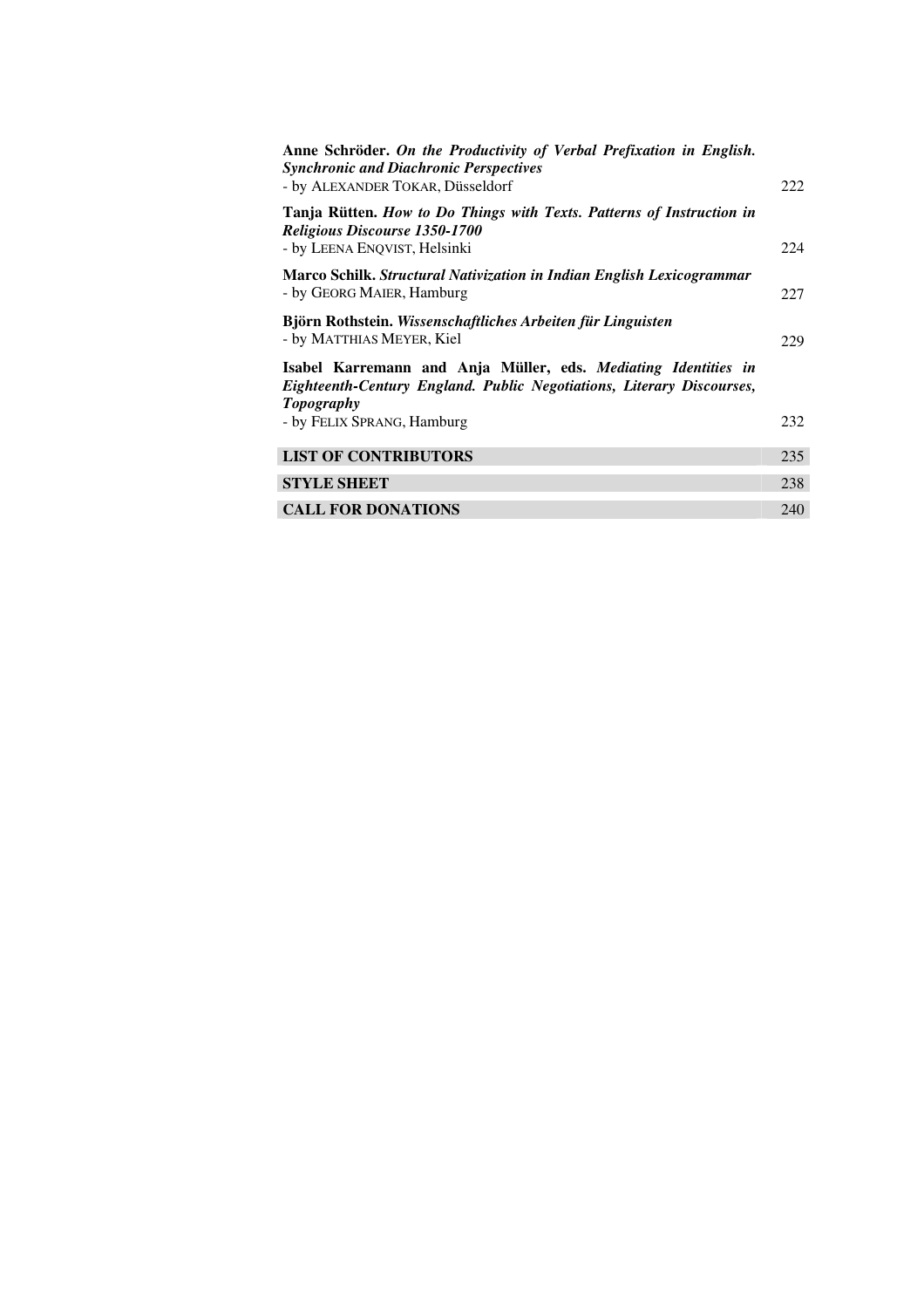**Anne Schröder.** ***On the Productivity of Verbal Prefixation in English. Synchronic and Diachronic Perspectives***
- by ALEXANDER TOKAR, Düsseldorf 222

**Tanja Rütten.** ***How to Do Things with Texts. Patterns of Instruction in Religious Discourse 1350-1700***
- by LEENA ENQVIST, Helsinki 224

**Marco Schilk.** ***Structural Nativization in Indian English Lexicogrammar***
- by GEORG MAIER, Hamburg 227

**Björn Rothstein.** ***Wissenschaftliches Arbeiten für Linguisten***
- by MATTHIAS MEYER, Kiel 229

**Isabel Karremann and Anja Müller, eds.** ***Mediating Identities in Eighteenth-Century England. Public Negotiations, Literary Discourses, Topography***
- by FELIX SPRANG, Hamburg 232

**LIST OF CONTRIBUTORS** 235

**STYLE SHEET** 238

**CALL FOR DONATIONS** 240